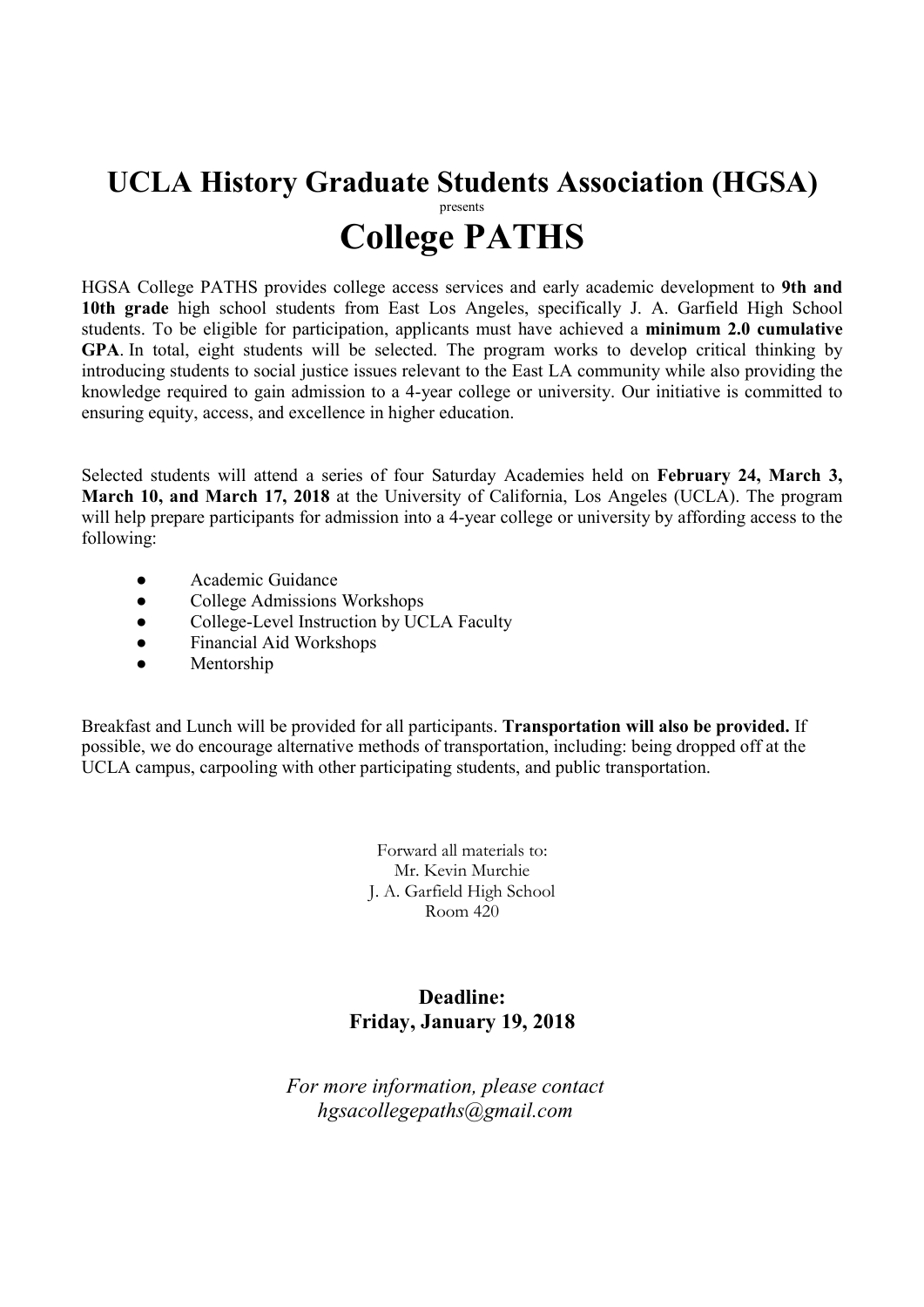# UCLA History Graduate Students Association (HGSA)

presents

# College PATHS

HGSA College PATHS provides college access services and early academic development to **9th and 10th grade** high school students from East Los Angeles, specifically J. A. Garfield High School students. To be eligible for participation, applicants must have achieved a **minimum 2.0 cumulative GPA**. In total, eight students will be selected. The program works to develop critical thinking by introducing students to social justice issues relevant to the East LA community while also providing the knowledge required to gain admission to a 4-year college or university. Our initiative is committed to ensuring equity, access, and excellence in higher education.

Selected students will attend a series of four Saturday Academies held on **February 24, March 3, March 10, and March 17, 2018** at the University of California, Los Angeles (UCLA). The program will help prepare participants for admission into a 4-year college or university by affording access to the following:

- Academic Guidance
- College Admissions Workshops
- College-Level Instruction by UCLA Faculty
- Financial Aid Workshops
- Mentorship

Breakfast and Lunch will be provided for all participants. **Transportation will also be provided.** If possible, we do encourage alternative methods of transportation, including: being dropped off at the UCLA campus, carpooling with other participating students, and public transportation.

Forward all materials to:
Mr. Kevin Murchie
J. A. Garfield High School
Room 420

**Deadline:**
**Friday, January 19, 2018**

*For more information, please contact*
*hgsacollegepaths@gmail.com*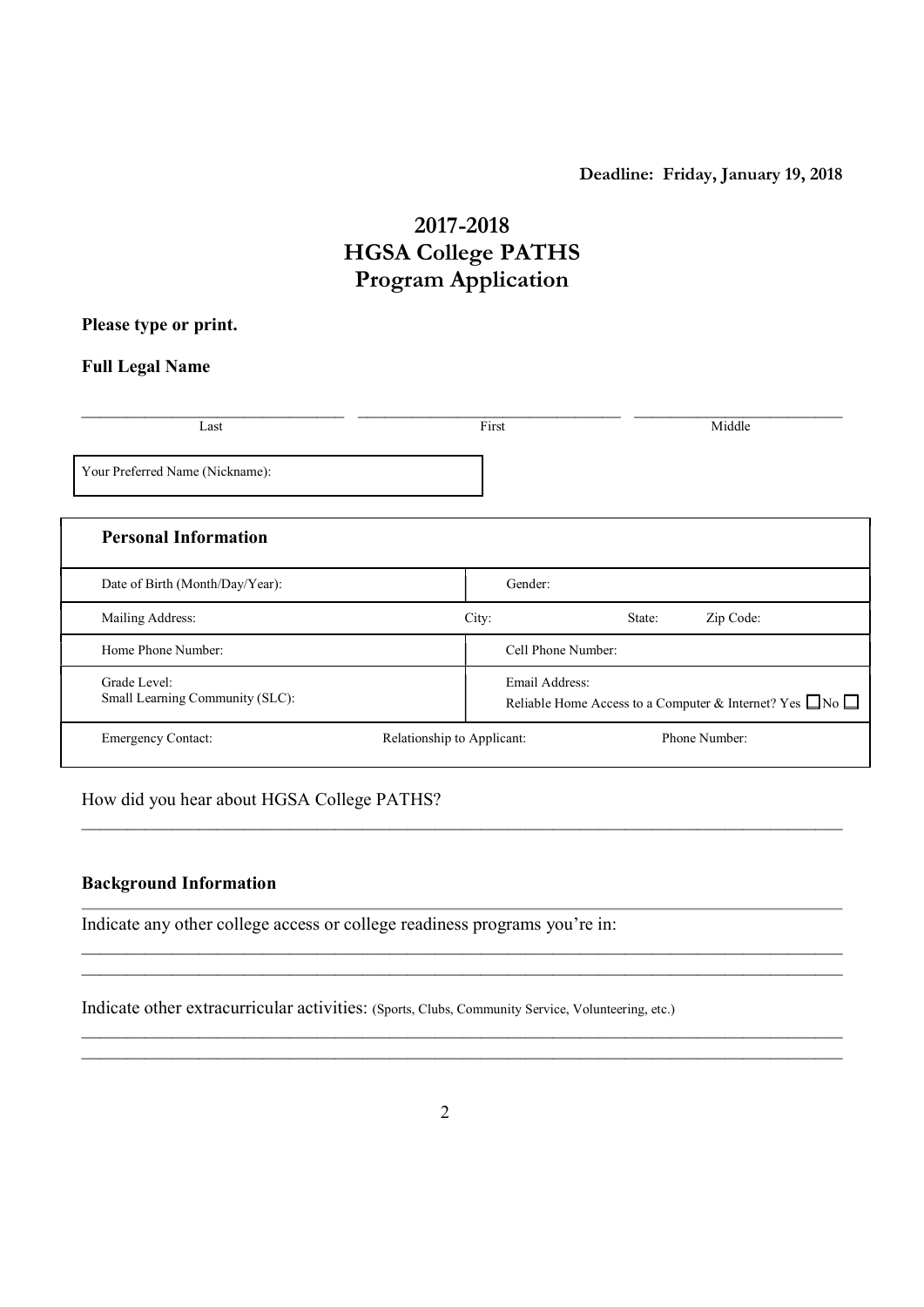**Deadline: Friday, January 19, 2018**

# 2017-2018
# HGSA College PATHS
# Program Application

**Please type or print.**

**Full Legal Name**

| \_\_\_\_\_\_\_\_\_\_\_\_\_\_\_\_\_\_\_\_ | \_\_\_\_\_\_\_\_\_\_\_\_\_\_\_\_\_\_\_\_ | \_\_\_\_\_\_\_\_\_\_\_\_\_\_\_\_\_\_\_\_ |
|---|---|---|
| Last | First | Middle |

Your Preferred Name (Nickname):

| **Personal Information** | | | |
|---|---|---|---|
| Date of Birth (Month/Day/Year): | Gender: | | |
| Mailing Address: | City: | State: | Zip Code: |
| Home Phone Number: | Cell Phone Number: | | |
| Grade Level:<br>Small Learning Community (SLC): | Email Address:<br>Reliable Home Access to a Computer & Internet? Yes ☐ No ☐ | | |
| Emergency Contact: | Relationship to Applicant: | Phone Number: | |

How did you hear about HGSA College PATHS?

\_\_\_\_\_\_\_\_\_\_\_\_\_\_\_\_\_\_\_\_\_\_\_\_\_\_\_\_\_\_\_\_\_\_\_\_\_\_\_\_\_\_\_\_\_\_\_\_\_\_\_\_\_\_\_\_\_\_\_\_

**Background Information**

Indicate any other college access or college readiness programs you're in:

\_\_\_\_\_\_\_\_\_\_\_\_\_\_\_\_\_\_\_\_\_\_\_\_\_\_\_\_\_\_\_\_\_\_\_\_\_\_\_\_\_\_\_\_\_\_\_\_\_\_\_\_\_\_\_\_\_\_\_\_

\_\_\_\_\_\_\_\_\_\_\_\_\_\_\_\_\_\_\_\_\_\_\_\_\_\_\_\_\_\_\_\_\_\_\_\_\_\_\_\_\_\_\_\_\_\_\_\_\_\_\_\_\_\_\_\_\_\_\_\_

Indicate other extracurricular activities: (Sports, Clubs, Community Service, Volunteering, etc.)

\_\_\_\_\_\_\_\_\_\_\_\_\_\_\_\_\_\_\_\_\_\_\_\_\_\_\_\_\_\_\_\_\_\_\_\_\_\_\_\_\_\_\_\_\_\_\_\_\_\_\_\_\_\_\_\_\_\_\_\_

\_\_\_\_\_\_\_\_\_\_\_\_\_\_\_\_\_\_\_\_\_\_\_\_\_\_\_\_\_\_\_\_\_\_\_\_\_\_\_\_\_\_\_\_\_\_\_\_\_\_\_\_\_\_\_\_\_\_\_\_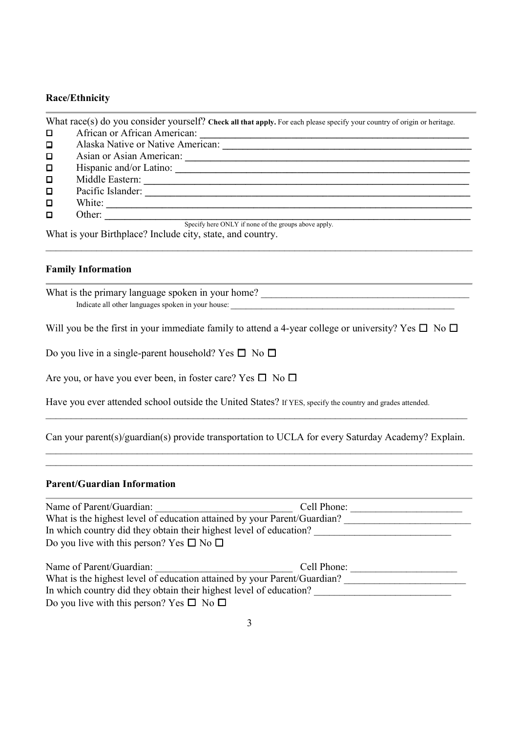## Race/Ethnicity

What race(s) do you consider yourself? **Check all that apply.** For each please specify your country of origin or heritage.

- ☐ African or African American: ______________________________
- ☐ Alaska Native or Native American: ______________________________
- ☐ Asian or Asian American: ______________________________
- ☐ Hispanic and/or Latino: ______________________________
- ☐ Middle Eastern: ______________________________
- ☐ Pacific Islander: ______________________________
- ☐ White: ______________________________
- ☐ Other: ______________________________
  Specify here ONLY if none of the groups above apply.

What is your Birthplace? Include city, state, and country.

______________________________________________________________

## Family Information

What is the primary language spoken in your home? ______________________________

Indicate all other languages spoken in your house: ______________________________

Will you be the first in your immediate family to attend a 4-year college or university? Yes ☐ No ☐

Do you live in a single-parent household? Yes ☐ No ☐

Are you, or have you ever been, in foster care? Yes ☐ No ☐

Have you ever attended school outside the United States? If YES, specify the country and grades attended.

______________________________________________________________

Can your parent(s)/guardian(s) provide transportation to UCLA for every Saturday Academy? Explain.

______________________________________________________________

______________________________________________________________

## Parent/Guardian Information

Name of Parent/Guardian: ____________________ Cell Phone: ____________________

What is the highest level of education attained by your Parent/Guardian? ____________________

In which country did they obtain their highest level of education? ____________________

Do you live with this person? Yes ☐ No ☐

Name of Parent/Guardian: ____________________ Cell Phone: ____________________

What is the highest level of education attained by your Parent/Guardian? ____________________

In which country did they obtain their highest level of education? ____________________

Do you live with this person? Yes ☐ No ☐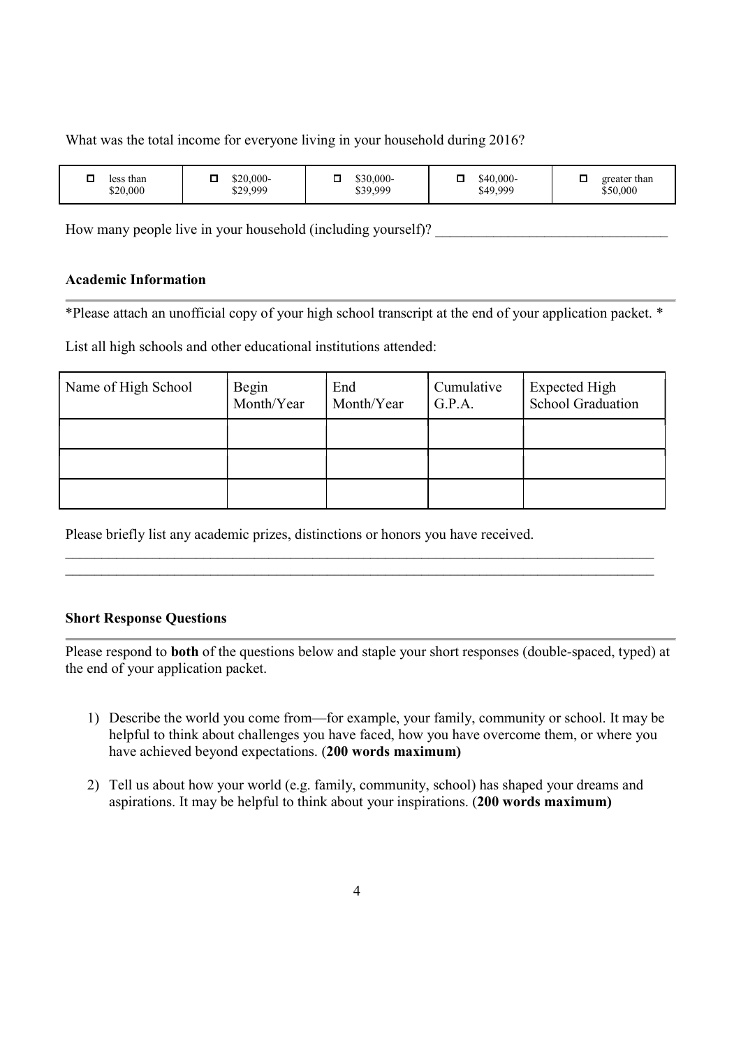What was the total income for everyone living in your household during 2016?

| ☐ less than $20,000 | ☐ $20,000-$29,999 | ☐ $30,000-$39,999 | ☐ $40,000-$49,999 | ☐ greater than $50,000 |
|---|---|---|---|---|

How many people live in your household (including yourself)? ________________________________

**Academic Information**

*Please attach an unofficial copy of your high school transcript at the end of your application packet. *

List all high schools and other educational institutions attended:

| Name of High School | Begin Month/Year | End Month/Year | Cumulative G.P.A. | Expected High School Graduation |
|---|---|---|---|---|
| | | | | |
| | | | | |
| | | | | |

Please briefly list any academic prizes, distinctions or honors you have received.

________________________________________________________________________________________

________________________________________________________________________________________

**Short Response Questions**

Please respond to **both** of the questions below and staple your short responses (double-spaced, typed) at the end of your application packet.

1) Describe the world you come from—for example, your family, community or school. It may be helpful to think about challenges you have faced, how you have overcome them, or where you have achieved beyond expectations. (**200 words maximum)**

2) Tell us about how your world (e.g. family, community, school) has shaped your dreams and aspirations. It may be helpful to think about your inspirations. (**200 words maximum)**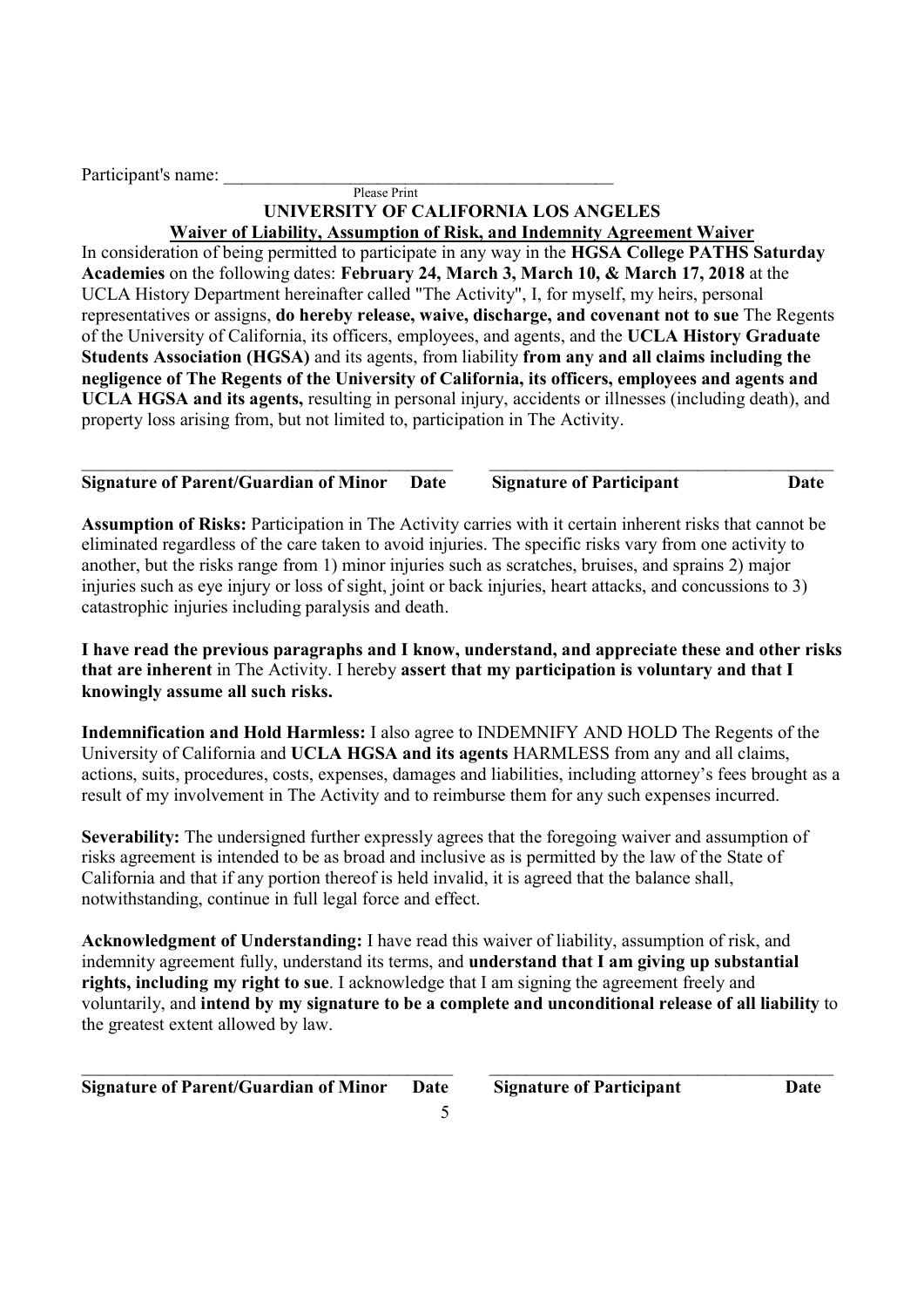Participant's name: \_\_\_\_\_\_\_\_\_\_\_\_\_\_\_\_\_\_\_\_\_\_\_\_\_\_\_\_\_\_\_\_\_\_\_\_\_\_\_\_\_\_\_\_\_
Please Print

**UNIVERSITY OF CALIFORNIA LOS ANGELES**

**Waiver of Liability, Assumption of Risk, and Indemnity Agreement Waiver**

In consideration of being permitted to participate in any way in the **HGSA College PATHS Saturday Academies** on the following dates: **February 24, March 3, March 10, & March 17, 2018** at the UCLA History Department hereinafter called "The Activity", I, for myself, my heirs, personal representatives or assigns, **do hereby release, waive, discharge, and covenant not to sue** The Regents of the University of California, its officers, employees, and agents, and the **UCLA History Graduate Students Association (HGSA)** and its agents, from liability **from any and all claims including the negligence of The Regents of the University of California, its officers, employees and agents and UCLA HGSA and its agents,** resulting in personal injury, accidents or illnesses (including death), and property loss arising from, but not limited to, participation in The Activity.

\_\_\_\_\_\_\_\_\_\_\_\_\_\_\_\_\_\_\_\_\_\_\_\_\_\_\_\_\_\_\_\_\_\_\_\_\_\_\_\_ \_\_\_\_\_\_\_\_\_\_\_\_\_\_\_\_\_\_\_\_\_\_\_\_\_\_\_\_\_\_\_\_\_\_\_\_\_\_\_\_

**Signature of Parent/Guardian of Minor Date Signature of Participant Date**

**Assumption of Risks:** Participation in The Activity carries with it certain inherent risks that cannot be eliminated regardless of the care taken to avoid injuries. The specific risks vary from one activity to another, but the risks range from 1) minor injuries such as scratches, bruises, and sprains 2) major injuries such as eye injury or loss of sight, joint or back injuries, heart attacks, and concussions to 3) catastrophic injuries including paralysis and death.

**I have read the previous paragraphs and I know, understand, and appreciate these and other risks that are inherent** in The Activity. I hereby **assert that my participation is voluntary and that I knowingly assume all such risks.**

**Indemnification and Hold Harmless:** I also agree to INDEMNIFY AND HOLD The Regents of the University of California and **UCLA HGSA and its agents** HARMLESS from any and all claims, actions, suits, procedures, costs, expenses, damages and liabilities, including attorney's fees brought as a result of my involvement in The Activity and to reimburse them for any such expenses incurred.

**Severability:** The undersigned further expressly agrees that the foregoing waiver and assumption of risks agreement is intended to be as broad and inclusive as is permitted by the law of the State of California and that if any portion thereof is held invalid, it is agreed that the balance shall, notwithstanding, continue in full legal force and effect.

**Acknowledgment of Understanding:** I have read this waiver of liability, assumption of risk, and indemnity agreement fully, understand its terms, and **understand that I am giving up substantial rights, including my right to sue**. I acknowledge that I am signing the agreement freely and voluntarily, and **intend by my signature to be a complete and unconditional release of all liability** to the greatest extent allowed by law.

\_\_\_\_\_\_\_\_\_\_\_\_\_\_\_\_\_\_\_\_\_\_\_\_\_\_\_\_\_\_\_\_\_\_\_\_\_\_\_\_ \_\_\_\_\_\_\_\_\_\_\_\_\_\_\_\_\_\_\_\_\_\_\_\_\_\_\_\_\_\_\_\_\_\_\_\_\_\_\_\_

**Signature of Parent/Guardian of Minor Date Signature of Participant Date**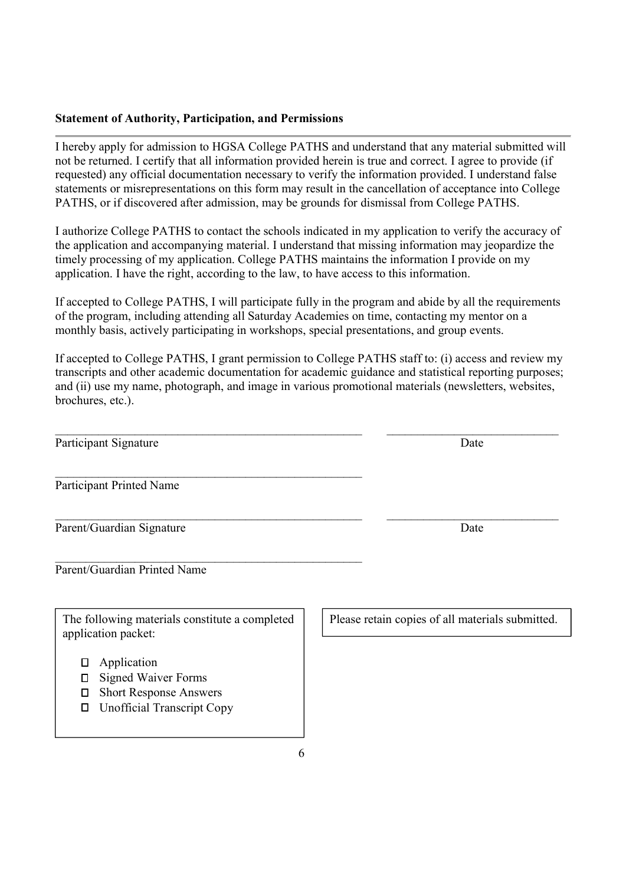**Statement of Authority, Participation, and Permissions**

I hereby apply for admission to HGSA College PATHS and understand that any material submitted will not be returned. I certify that all information provided herein is true and correct. I agree to provide (if requested) any official documentation necessary to verify the information provided. I understand false statements or misrepresentations on this form may result in the cancellation of acceptance into College PATHS, or if discovered after admission, may be grounds for dismissal from College PATHS.

I authorize College PATHS to contact the schools indicated in my application to verify the accuracy of the application and accompanying material. I understand that missing information may jeopardize the timely processing of my application. College PATHS maintains the information I provide on my application. I have the right, according to the law, to have access to this information.

If accepted to College PATHS, I will participate fully in the program and abide by all the requirements of the program, including attending all Saturday Academies on time, contacting my mentor on a monthly basis, actively participating in workshops, special presentations, and group events.

If accepted to College PATHS, I grant permission to College PATHS staff to: (i) access and review my transcripts and other academic documentation for academic guidance and statistical reporting purposes; and (ii) use my name, photograph, and image in various promotional materials (newsletters, websites, brochures, etc.).

_____________________________________________ ___________________________

Participant Signature Date

_____________________________________________

Participant Printed Name

_____________________________________________ ___________________________

Parent/Guardian Signature Date

_____________________________________________

Parent/Guardian Printed Name

The following materials constitute a completed application packet:

- ☐ Application
- ☐ Signed Waiver Forms
- ☐ Short Response Answers
- ☐ Unofficial Transcript Copy

Please retain copies of all materials submitted.